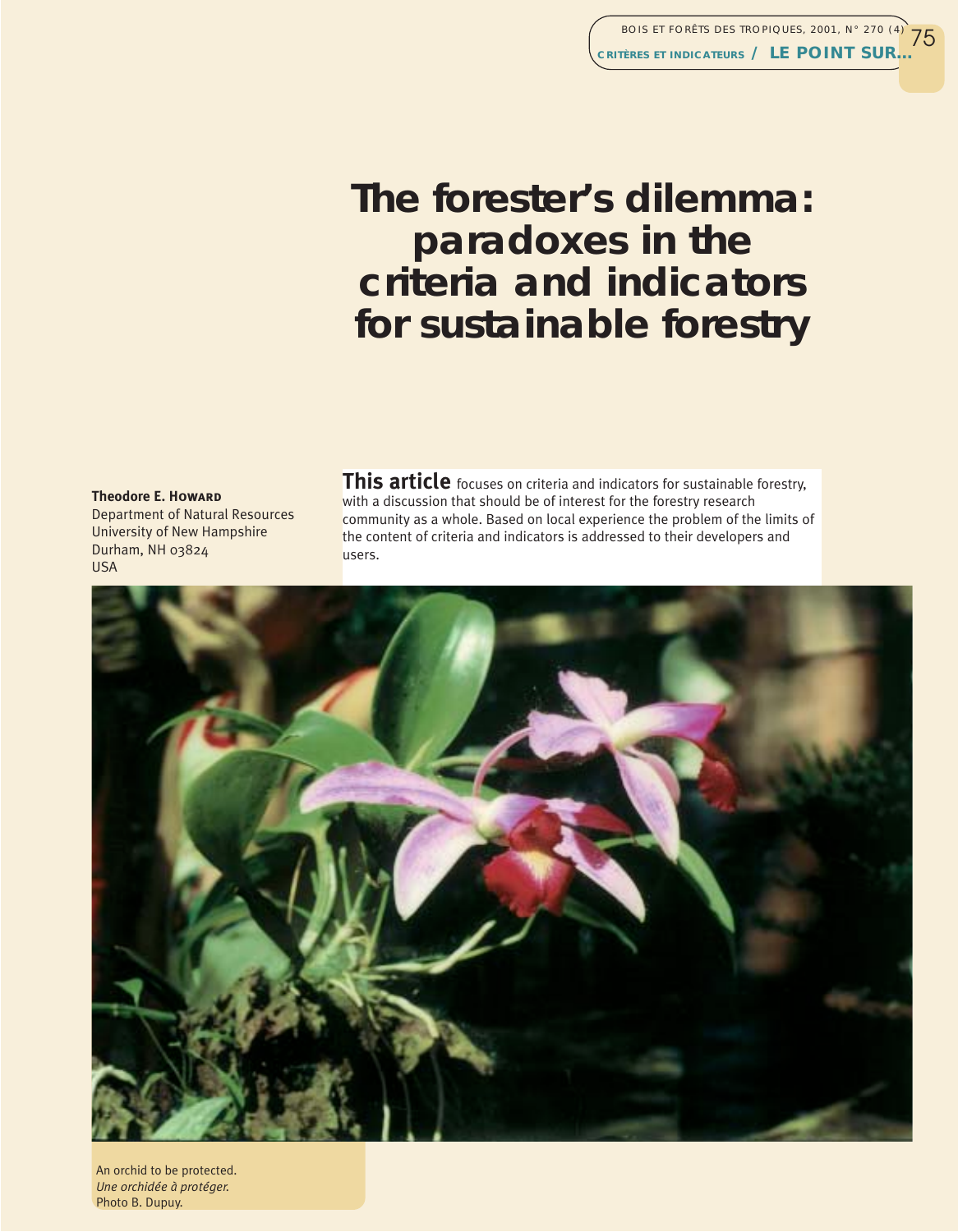# The forester's dilemma: paradoxes in the criteria and indicators for sustainable forestry

**Theodore E. Howard**
Department of Natural Resources
University of New Hampshire
Durham, NH 03824
USA

**This article** focuses on criteria and indicators for sustainable forestry, with a discussion that should be of interest for the forestry research community as a whole. Based on local experience the problem of the limits of the content of criteria and indicators is addressed to their developers and users.

An orchid to be protected.
*Une orchidée à protéger.*
Photo B. Dupuy.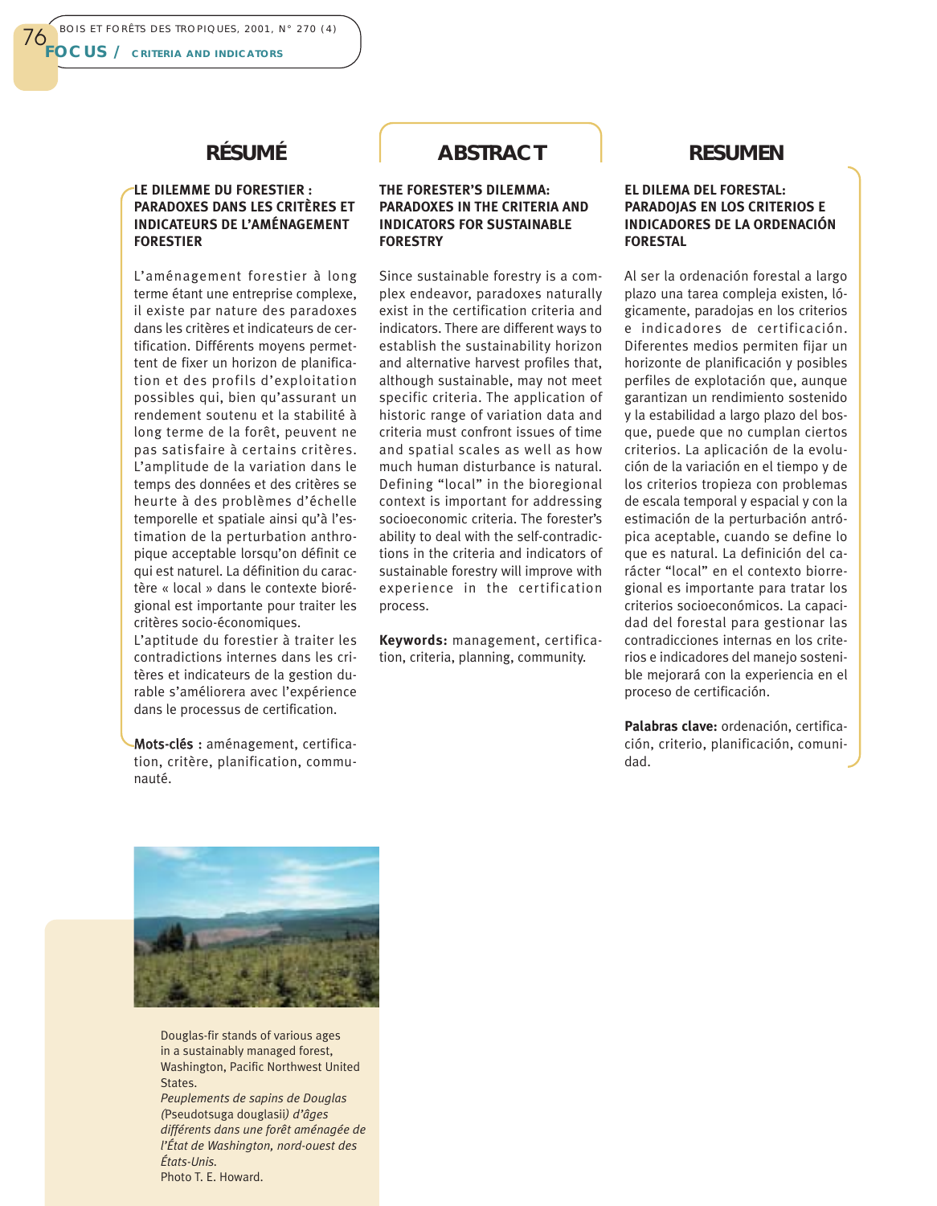## RÉSUMÉ

### LE DILEMME DU FORESTIER : PARADOXES DANS LES CRITÈRES ET INDICATEURS DE L'AMÉNAGEMENT FORESTIER

L'aménagement forestier à long terme étant une entreprise complexe, il existe par nature des paradoxes dans les critères et indicateurs de certification. Différents moyens permettent de fixer un horizon de planification et des profils d'exploitation possibles qui, bien qu'assurant un rendement soutenu et la stabilité à long terme de la forêt, peuvent ne pas satisfaire à certains critères. L'amplitude de la variation dans le temps des données et des critères se heurte à des problèmes d'échelle temporelle et spatiale ainsi qu'à l'estimation de la perturbation anthropique acceptable lorsqu'on définit ce qui est naturel. La définition du caractère « local » dans le contexte biorégional est importante pour traiter les critères socio-économiques. L'aptitude du forestier à traiter les contradictions internes dans les critères et indicateurs de la gestion durable s'améliorera avec l'expérience dans le processus de certification.

**Mots-clés :** aménagement, certification, critère, planification, communauté.

## ABSTRACT

### THE FORESTER'S DILEMMA: PARADOXES IN THE CRITERIA AND INDICATORS FOR SUSTAINABLE FORESTRY

Since sustainable forestry is a complex endeavor, paradoxes naturally exist in the certification criteria and indicators. There are different ways to establish the sustainability horizon and alternative harvest profiles that, although sustainable, may not meet specific criteria. The application of historic range of variation data and criteria must confront issues of time and spatial scales as well as how much human disturbance is natural. Defining "local" in the bioregional context is important for addressing socioeconomic criteria. The forester's ability to deal with the self-contradictions in the criteria and indicators of sustainable forestry will improve with experience in the certification process.

**Keywords:** management, certification, criteria, planning, community.

## RESUMEN

### EL DILEMA DEL FORESTAL: PARADOJAS EN LOS CRITERIOS E INDICADORES DE LA ORDENACIÓN FORESTAL

Al ser la ordenación forestal a largo plazo una tarea compleja existen, lógicamente, paradojas en los criterios e indicadores de certificación. Diferentes medios permiten fijar un horizonte de planificación y posibles perfiles de explotación que, aunque garantizan un rendimiento sostenido y la estabilidad a largo plazo del bosque, puede que no cumplan ciertos criterios. La aplicación de la evolución de la variación en el tiempo y de los criterios tropieza con problemas de escala temporal y espacial y con la estimación de la perturbación antrópica aceptable, cuando se define lo que es natural. La definición del carácter "local" en el contexto biorregional es importante para tratar los criterios socioeconómicos. La capacidad del forestal para gestionar las contradicciones internas en los criterios e indicadores del manejo sostenible mejorará con la experiencia en el proceso de certificación.

**Palabras clave:** ordenación, certificación, criterio, planificación, comunidad.

Douglas-fir stands of various ages in a sustainably managed forest, Washington, Pacific Northwest United States.
*Peuplements de sapins de Douglas (*Pseudotsuga douglasii*) d'âges différents dans une forêt aménagée de l'État de Washington, nord-ouest des États-Unis.*
Photo T. E. Howard.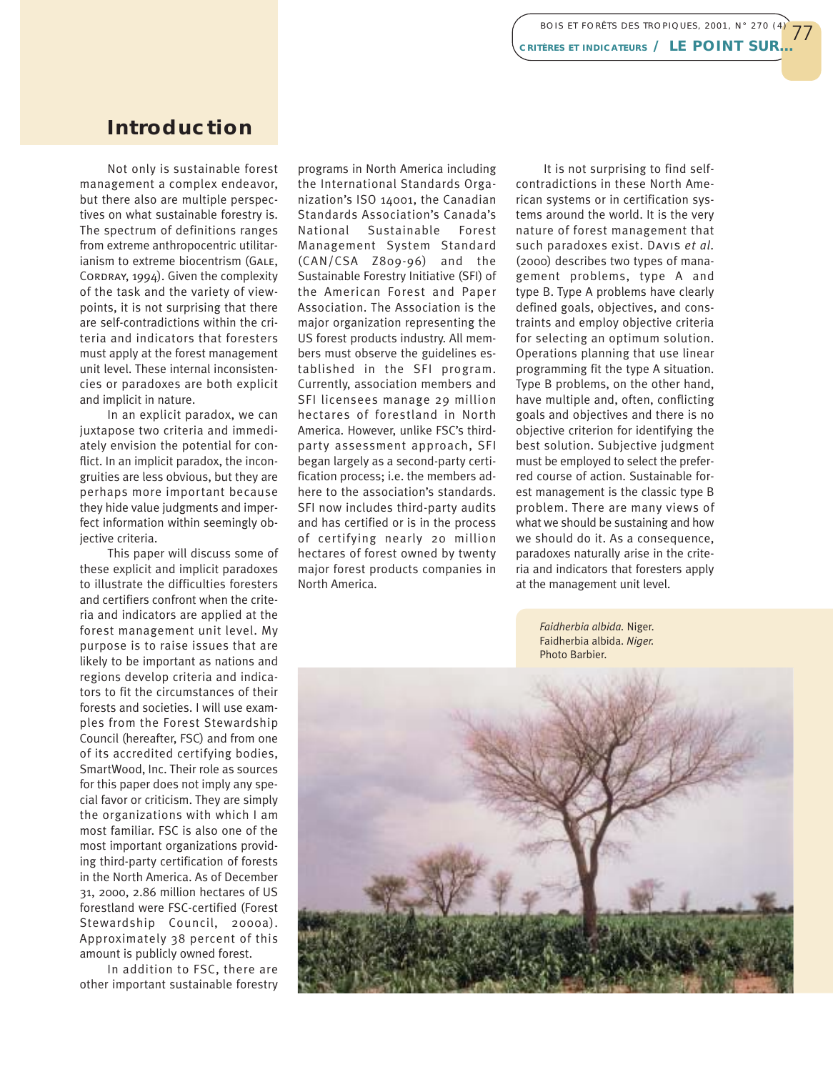# Introduction

Not only is sustainable forest management a complex endeavor, but there also are multiple perspectives on what sustainable forestry is. The spectrum of definitions ranges from extreme anthropocentric utilitarianism to extreme biocentrism (Gale, Cordray, 1994). Given the complexity of the task and the variety of viewpoints, it is not surprising that there are self-contradictions within the criteria and indicators that foresters must apply at the forest management unit level. These internal inconsistencies or paradoxes are both explicit and implicit in nature.

In an explicit paradox, we can juxtapose two criteria and immediately envision the potential for conflict. In an implicit paradox, the incongruities are less obvious, but they are perhaps more important because they hide value judgments and imperfect information within seemingly objective criteria.

This paper will discuss some of these explicit and implicit paradoxes to illustrate the difficulties foresters and certifiers confront when the criteria and indicators are applied at the forest management unit level. My purpose is to raise issues that are likely to be important as nations and regions develop criteria and indicators to fit the circumstances of their forests and societies. I will use examples from the Forest Stewardship Council (hereafter, FSC) and from one of its accredited certifying bodies, SmartWood, Inc. Their role as sources for this paper does not imply any special favor or criticism. They are simply the organizations with which I am most familiar. FSC is also one of the most important organizations providing third-party certification of forests in the North America. As of December 31, 2000, 2.86 million hectares of US forestland were FSC-certified (Forest Stewardship Council, 2000a). Approximately 38 percent of this amount is publicly owned forest.

In addition to FSC, there are other important sustainable forestry programs in North America including the International Standards Organization's ISO 14001, the Canadian Standards Association's Canada's National Sustainable Forest Management System Standard (CAN/CSA Z809-96) and the Sustainable Forestry Initiative (SFI) of the American Forest and Paper Association. The Association is the major organization representing the US forest products industry. All members must observe the guidelines established in the SFI program. Currently, association members and SFI licensees manage 29 million hectares of forestland in North America. However, unlike FSC's third-party assessment approach, SFI began largely as a second-party certification process; i.e. the members adhere to the association's standards. SFI now includes third-party audits and has certified or is in the process of certifying nearly 20 million hectares of forest owned by twenty major forest products companies in North America.

It is not surprising to find self-contradictions in these North American systems or in certification systems around the world. It is the very nature of forest management that such paradoxes exist. Davis *et al.* (2000) describes two types of management problems, type A and type B. Type A problems have clearly defined goals, objectives, and constraints and employ objective criteria for selecting an optimum solution. Operations planning that use linear programming fit the type A situation. Type B problems, on the other hand, have multiple and, often, conflicting goals and objectives and there is no objective criterion for identifying the best solution. Subjective judgment must be employed to select the preferred course of action. Sustainable forest management is the classic type B problem. There are many views of what we should be sustaining and how we should do it. As a consequence, paradoxes naturally arise in the criteria and indicators that foresters apply at the management unit level.

*Faidherbia albida.* Niger.
Faidherbia albida. *Niger.*
Photo Barbier.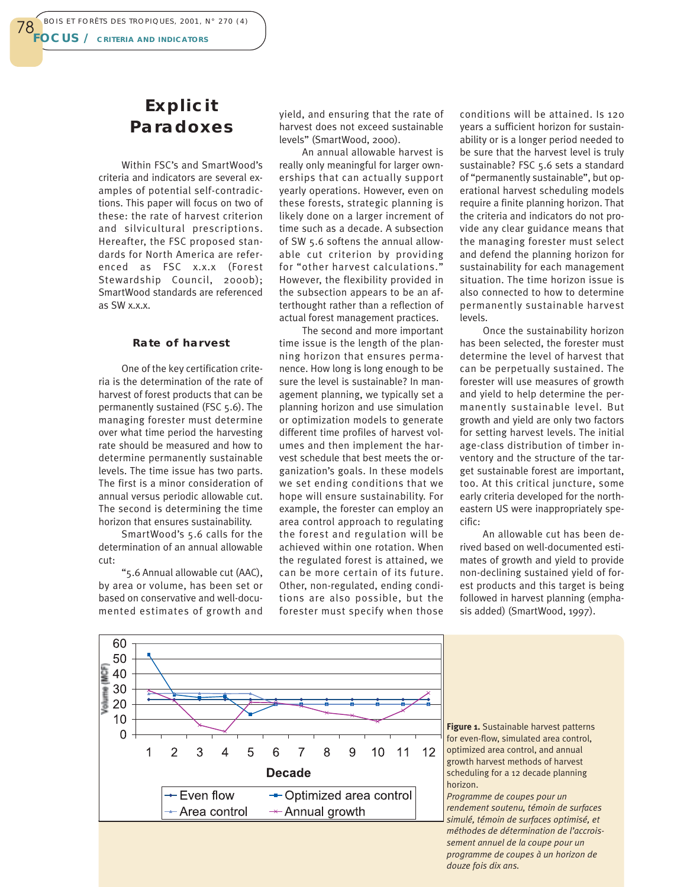## Explicit Paradoxes

Within FSC's and SmartWood's criteria and indicators are several examples of potential self-contradictions. This paper will focus on two of these: the rate of harvest criterion and silvicultural prescriptions. Hereafter, the FSC proposed standards for North America are referenced as FSC x.x.x (Forest Stewardship Council, 2000b); SmartWood standards are referenced as SW x.x.x.

### Rate of harvest

One of the key certification criteria is the determination of the rate of harvest of forest products that can be permanently sustained (FSC 5.6). The managing forester must determine over what time period the harvesting rate should be measured and how to determine permanently sustainable levels. The time issue has two parts. The first is a minor consideration of annual versus periodic allowable cut. The second is determining the time horizon that ensures sustainability.

SmartWood's 5.6 calls for the determination of an annual allowable cut:

"5.6 Annual allowable cut (AAC), by area or volume, has been set or based on conservative and well-documented estimates of growth and yield, and ensuring that the rate of harvest does not exceed sustainable levels" (SmartWood, 2000).

An annual allowable harvest is really only meaningful for larger ownerships that can actually support yearly operations. However, even on these forests, strategic planning is likely done on a larger increment of time such as a decade. A subsection of SW 5.6 softens the annual allowable cut criterion by providing for "other harvest calculations." However, the flexibility provided in the subsection appears to be an afterthought rather than a reflection of actual forest management practices.

The second and more important time issue is the length of the planning horizon that ensures permanence. How long is long enough to be sure the level is sustainable? In management planning, we typically set a planning horizon and use simulation or optimization models to generate different time profiles of harvest volumes and then implement the harvest schedule that best meets the organization's goals. In these models we set ending conditions that we hope will ensure sustainability. For example, the forester can employ an area control approach to regulating the forest and regulation will be achieved within one rotation. When the regulated forest is attained, we can be more certain of its future. Other, non-regulated, ending conditions are also possible, but the forester must specify when those conditions will be attained. Is 120 years a sufficient horizon for sustainability or is a longer period needed to be sure that the harvest level is truly sustainable? FSC 5.6 sets a standard of "permanently sustainable", but operational harvest scheduling models require a finite planning horizon. That the criteria and indicators do not provide any clear guidance means that the managing forester must select and defend the planning horizon for sustainability for each management situation. The time horizon issue is also connected to how to determine permanently sustainable harvest levels.

Once the sustainability horizon has been selected, the forester must determine the level of harvest that can be perpetually sustained. The forester will use measures of growth and yield to help determine the permanently sustainable level. But growth and yield are only two factors for setting harvest levels. The initial age-class distribution of timber inventory and the structure of the target sustainable forest are important, too. At this critical juncture, some early criteria developed for the northeastern US were inappropriately specific:

An allowable cut has been derived based on well-documented estimates of growth and yield to provide non-declining sustained yield of forest products and this target is being followed in harvest planning (emphasis added) (SmartWood, 1997).

**Figure 1.** Sustainable harvest patterns for even-flow, simulated area control, optimized area control, and annual growth harvest methods of harvest scheduling for a 12 decade planning horizon.
*Programme de coupes pour un rendement soutenu, témoin de surfaces simulé, témoin de surfaces optimisé, et méthodes de détermination de l'accroissement annuel de la coupe pour un programme de coupes à un horizon de douze fois dix ans.*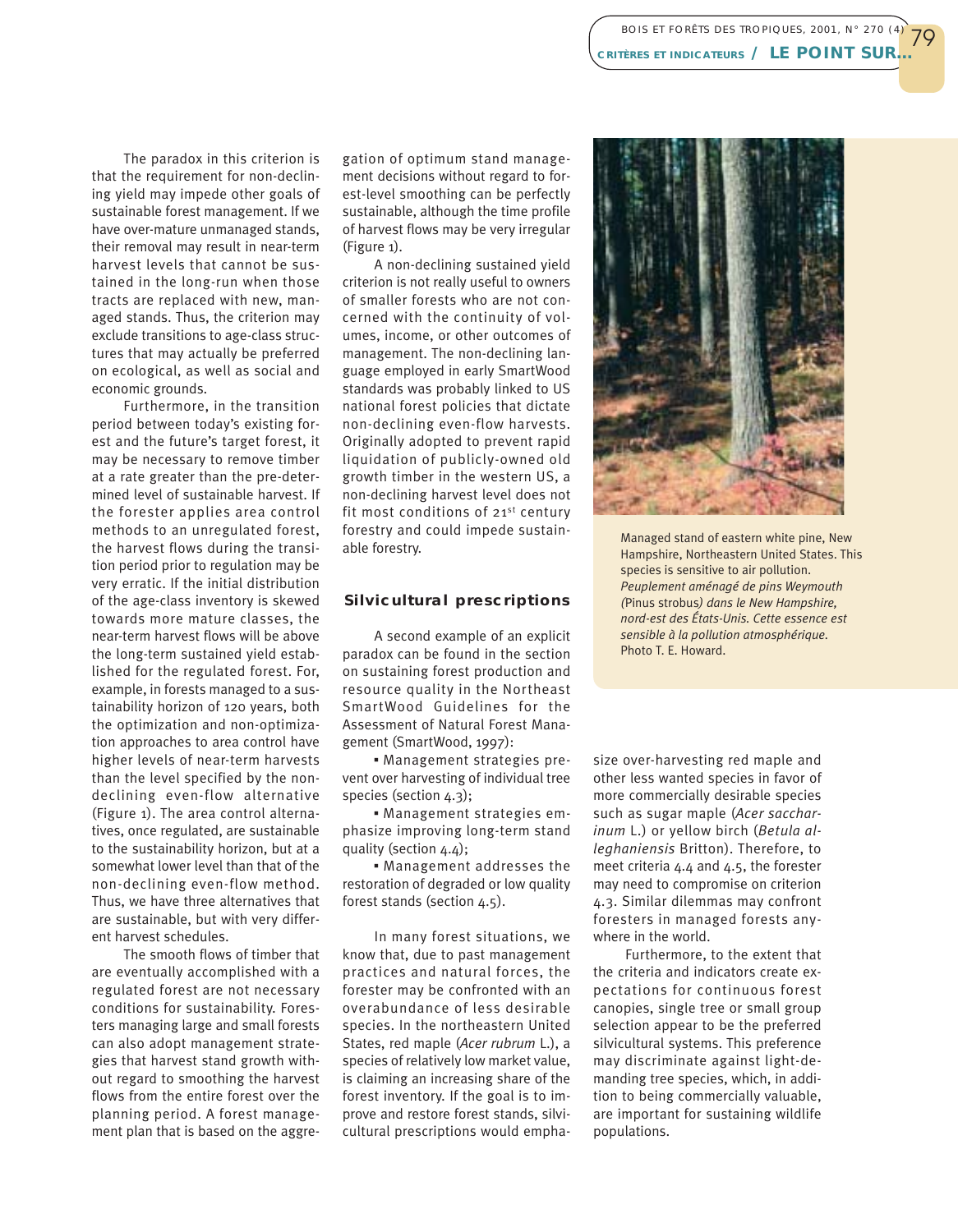The paradox in this criterion is that the requirement for non-declining yield may impede other goals of sustainable forest management. If we have over-mature unmanaged stands, their removal may result in near-term harvest levels that cannot be sustained in the long-run when those tracts are replaced with new, managed stands. Thus, the criterion may exclude transitions to age-class structures that may actually be preferred on ecological, as well as social and economic grounds.

Furthermore, in the transition period between today's existing forest and the future's target forest, it may be necessary to remove timber at a rate greater than the pre-determined level of sustainable harvest. If the forester applies area control methods to an unregulated forest, the harvest flows during the transition period prior to regulation may be very erratic. If the initial distribution of the age-class inventory is skewed towards more mature classes, the near-term harvest flows will be above the long-term sustained yield established for the regulated forest. For, example, in forests managed to a sustainability horizon of 120 years, both the optimization and non-optimization approaches to area control have higher levels of near-term harvests than the level specified by the non-declining even-flow alternative (Figure 1). The area control alternatives, once regulated, are sustainable to the sustainability horizon, but at a somewhat lower level than that of the non-declining even-flow method. Thus, we have three alternatives that are sustainable, but with very different harvest schedules.

The smooth flows of timber that are eventually accomplished with a regulated forest are not necessary conditions for sustainability. Foresters managing large and small forests can also adopt management strategies that harvest stand growth without regard to smoothing the harvest flows from the entire forest over the planning period. A forest management plan that is based on the aggregation of optimum stand management decisions without regard to forest-level smoothing can be perfectly sustainable, although the time profile of harvest flows may be very irregular (Figure 1).

A non-declining sustained yield criterion is not really useful to owners of smaller forests who are not concerned with the continuity of volumes, income, or other outcomes of management. The non-declining language employed in early SmartWood standards was probably linked to US national forest policies that dictate non-declining even-flow harvests. Originally adopted to prevent rapid liquidation of publicly-owned old growth timber in the western US, a non-declining harvest level does not fit most conditions of 21st century forestry and could impede sustainable forestry.

## Silvicultural prescriptions

A second example of an explicit paradox can be found in the section on sustaining forest production and resource quality in the Northeast SmartWood Guidelines for the Assessment of Natural Forest Management (SmartWood, 1997):

- Management strategies prevent over harvesting of individual tree species (section 4.3);
- Management strategies emphasize improving long-term stand quality (section 4.4);
- Management addresses the restoration of degraded or low quality forest stands (section 4.5).

In many forest situations, we know that, due to past management practices and natural forces, the forester may be confronted with an overabundance of less desirable species. In the northeastern United States, red maple (*Acer rubrum* L.), a species of relatively low market value, is claiming an increasing share of the forest inventory. If the goal is to improve and restore forest stands, silvicultural prescriptions would emphasize over-harvesting red maple and other less wanted species in favor of more commercially desirable species such as sugar maple (*Acer saccharinum* L.) or yellow birch (*Betula alleghaniensis* Britton). Therefore, to meet criteria 4.4 and 4.5, the forester may need to compromise on criterion 4.3. Similar dilemmas may confront foresters in managed forests anywhere in the world.

Furthermore, to the extent that the criteria and indicators create expectations for continuous forest canopies, single tree or small group selection appear to be the preferred silvicultural systems. This preference may discriminate against light-demanding tree species, which, in addition to being commercially valuable, are important for sustaining wildlife populations.

Managed stand of eastern white pine, New Hampshire, Northeastern United States. This species is sensitive to air pollution.
*Peuplement aménagé de pins Weymouth (*Pinus strobus*) dans le New Hampshire, nord-est des États-Unis. Cette essence est sensible à la pollution atmosphérique.*
Photo T. E. Howard.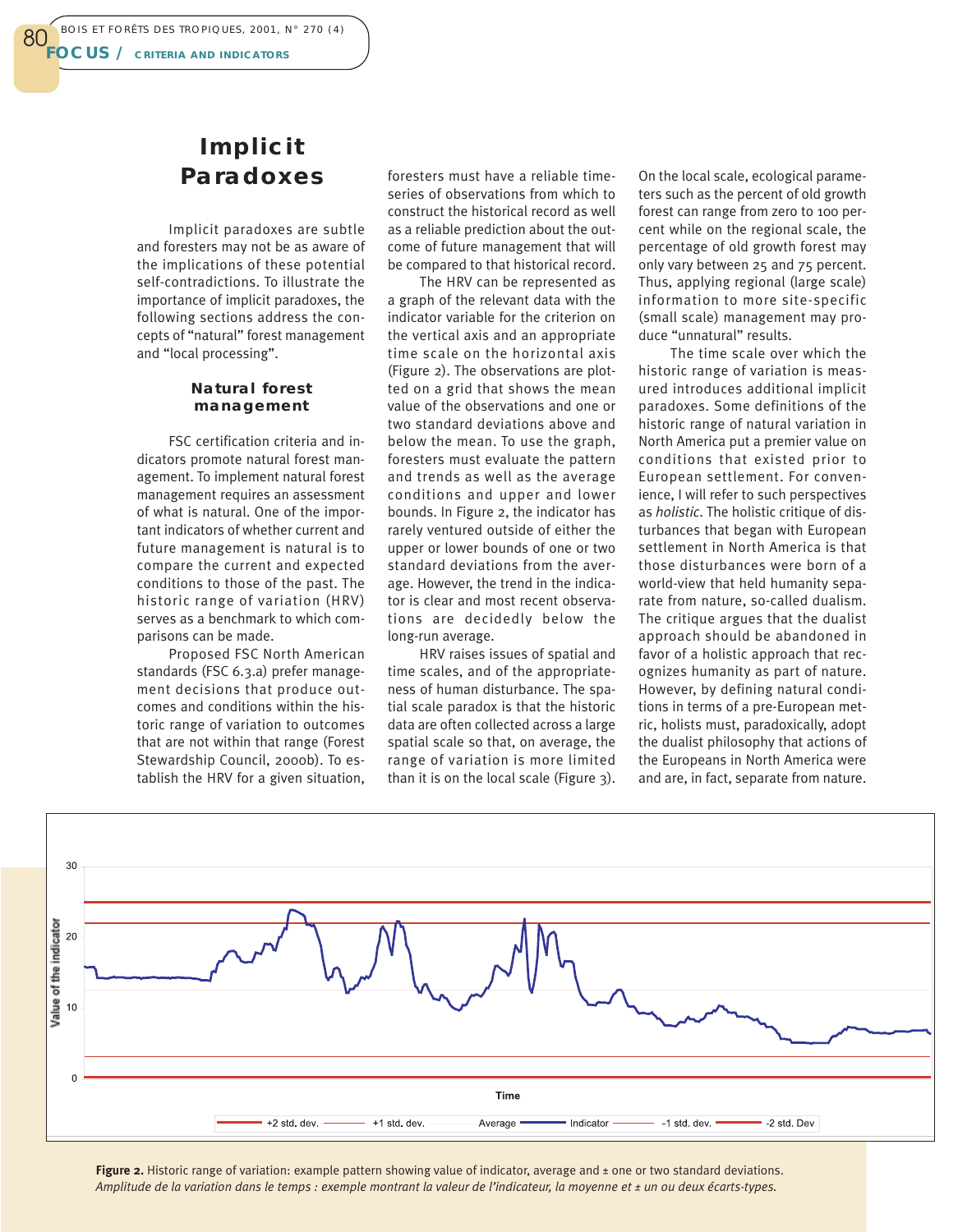## Implicit Paradoxes

Implicit paradoxes are subtle and foresters may not be as aware of the implications of these potential self-contradictions. To illustrate the importance of implicit paradoxes, the following sections address the concepts of "natural" forest management and "local processing".

### Natural forest management

FSC certification criteria and indicators promote natural forest management. To implement natural forest management requires an assessment of what is natural. One of the important indicators of whether current and future management is natural is to compare the current and expected conditions to those of the past. The historic range of variation (HRV) serves as a benchmark to which comparisons can be made.

Proposed FSC North American standards (FSC 6.3.a) prefer management decisions that produce outcomes and conditions within the historic range of variation to outcomes that are not within that range (Forest Stewardship Council, 2000b). To establish the HRV for a given situation, foresters must have a reliable time-series of observations from which to construct the historical record as well as a reliable prediction about the outcome of future management that will be compared to that historical record.

The HRV can be represented as a graph of the relevant data with the indicator variable for the criterion on the vertical axis and an appropriate time scale on the horizontal axis (Figure 2). The observations are plotted on a grid that shows the mean value of the observations and one or two standard deviations above and below the mean. To use the graph, foresters must evaluate the pattern and trends as well as the average conditions and upper and lower bounds. In Figure 2, the indicator has rarely ventured outside of either the upper or lower bounds of one or two standard deviations from the average. However, the trend in the indicator is clear and most recent observations are decidedly below the long-run average.

HRV raises issues of spatial and time scales, and of the appropriateness of human disturbance. The spatial scale paradox is that the historic data are often collected across a large spatial scale so that, on average, the range of variation is more limited than it is on the local scale (Figure 3). On the local scale, ecological parameters such as the percent of old growth forest can range from zero to 100 percent while on the regional scale, the percentage of old growth forest may only vary between 25 and 75 percent. Thus, applying regional (large scale) information to more site-specific (small scale) management may produce "unnatural" results.

The time scale over which the historic range of variation is measured introduces additional implicit paradoxes. Some definitions of the historic range of natural variation in North America put a premier value on conditions that existed prior to European settlement. For convenience, I will refer to such perspectives as *holistic*. The holistic critique of disturbances that began with European settlement in North America is that those disturbances were born of a world-view that held humanity separate from nature, so-called dualism. The critique argues that the dualist approach should be abandoned in favor of a holistic approach that recognizes humanity as part of nature. However, by defining natural conditions in terms of a pre-European metric, holists must, paradoxically, adopt the dualist philosophy that actions of the Europeans in North America were and are, in fact, separate from nature.

**Figure 2.** Historic range of variation: example pattern showing value of indicator, average and ± one or two standard deviations.
*Amplitude de la variation dans le temps : exemple montrant la valeur de l'indicateur, la moyenne et ± un ou deux écarts-types.*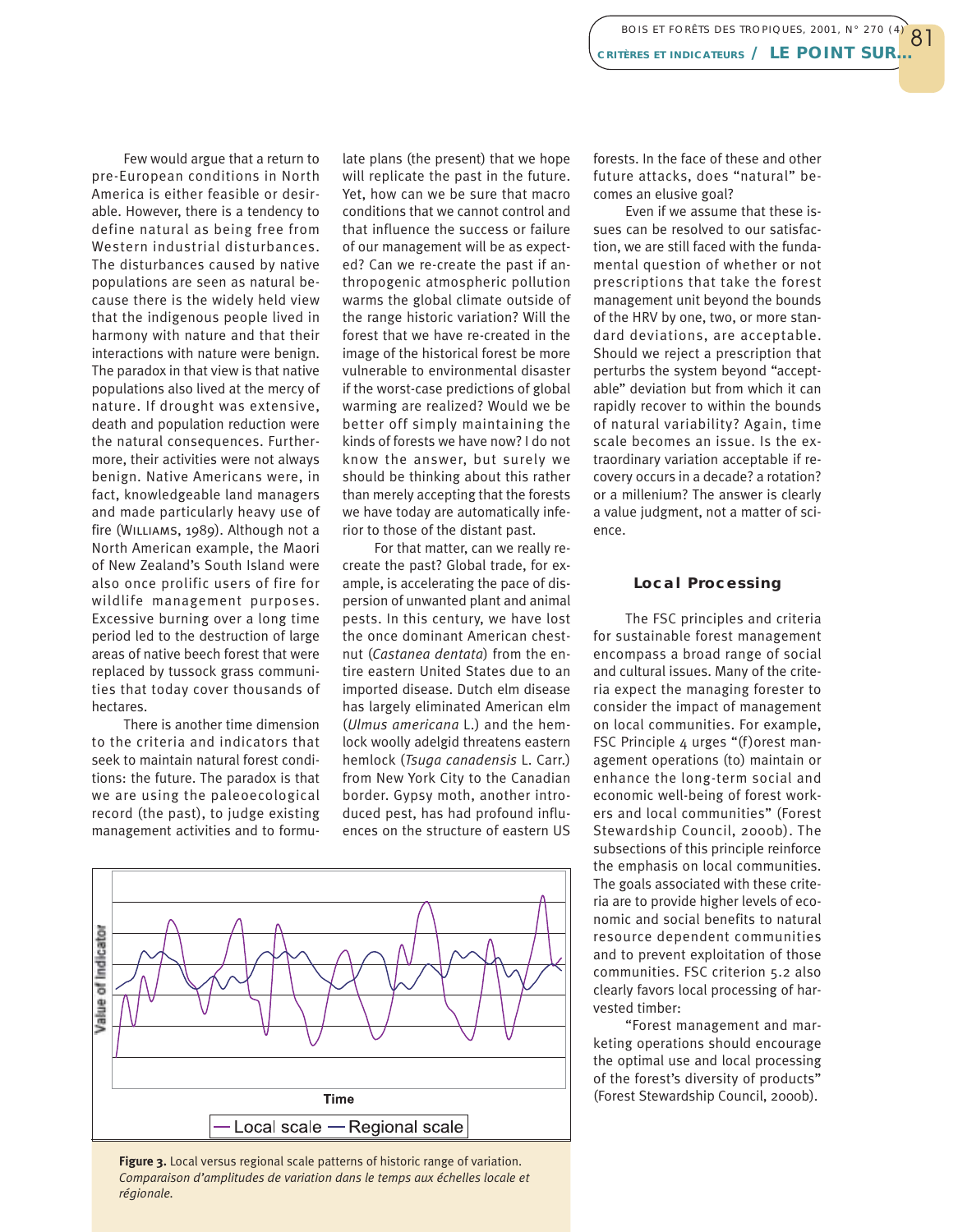Few would argue that a return to pre-European conditions in North America is either feasible or desirable. However, there is a tendency to define natural as being free from Western industrial disturbances. The disturbances caused by native populations are seen as natural because there is the widely held view that the indigenous people lived in harmony with nature and that their interactions with nature were benign. The paradox in that view is that native populations also lived at the mercy of nature. If drought was extensive, death and population reduction were the natural consequences. Furthermore, their activities were not always benign. Native Americans were, in fact, knowledgeable land managers and made particularly heavy use of fire (WILLIAMS, 1989). Although not a North American example, the Maori of New Zealand's South Island were also once prolific users of fire for wildlife management purposes. Excessive burning over a long time period led to the destruction of large areas of native beech forest that were replaced by tussock grass communities that today cover thousands of hectares.

There is another time dimension to the criteria and indicators that seek to maintain natural forest conditions: the future. The paradox is that we are using the paleoecological record (the past), to judge existing management activities and to formulate plans (the present) that we hope will replicate the past in the future. Yet, how can we be sure that macro conditions that we cannot control and that influence the success or failure of our management will be as expected? Can we re-create the past if anthropogenic atmospheric pollution warms the global climate outside of the range historic variation? Will the forest that we have re-created in the image of the historical forest be more vulnerable to environmental disaster if the worst-case predictions of global warming are realized? Would we be better off simply maintaining the kinds of forests we have now? I do not know the answer, but surely we should be thinking about this rather than merely accepting that the forests we have today are automatically inferior to those of the distant past.

For that matter, can we really recreate the past? Global trade, for example, is accelerating the pace of dispersion of unwanted plant and animal pests. In this century, we have lost the once dominant American chestnut (*Castanea dentata*) from the entire eastern United States due to an imported disease. Dutch elm disease has largely eliminated American elm (*Ulmus americana* L.) and the hemlock woolly adelgid threatens eastern hemlock (*Tsuga canadensis* L. Carr.) from New York City to the Canadian border. Gypsy moth, another introduced pest, has had profound influences on the structure of eastern US forests. In the face of these and other future attacks, does "natural" becomes an elusive goal?

Even if we assume that these issues can be resolved to our satisfaction, we are still faced with the fundamental question of whether or not prescriptions that take the forest management unit beyond the bounds of the HRV by one, two, or more standard deviations, are acceptable. Should we reject a prescription that perturbs the system beyond "acceptable" deviation but from which it can rapidly recover to within the bounds of natural variability? Again, time scale becomes an issue. Is the extraordinary variation acceptable if recovery occurs in a decade? a rotation? or a millenium? The answer is clearly a value judgment, not a matter of science.

**Figure 3.** Local versus regional scale patterns of historic range of variation.
*Comparaison d'amplitudes de variation dans le temps aux échelles locale et régionale.*

## Local Processing

The FSC principles and criteria for sustainable forest management encompass a broad range of social and cultural issues. Many of the criteria expect the managing forester to consider the impact of management on local communities. For example, FSC Principle 4 urges "(f)orest management operations (to) maintain or enhance the long-term social and economic well-being of forest workers and local communities" (Forest Stewardship Council, 2000b). The subsections of this principle reinforce the emphasis on local communities. The goals associated with these criteria are to provide higher levels of economic and social benefits to natural resource dependent communities and to prevent exploitation of those communities. FSC criterion 5.2 also clearly favors local processing of harvested timber:

"Forest management and marketing operations should encourage the optimal use and local processing of the forest's diversity of products" (Forest Stewardship Council, 2000b).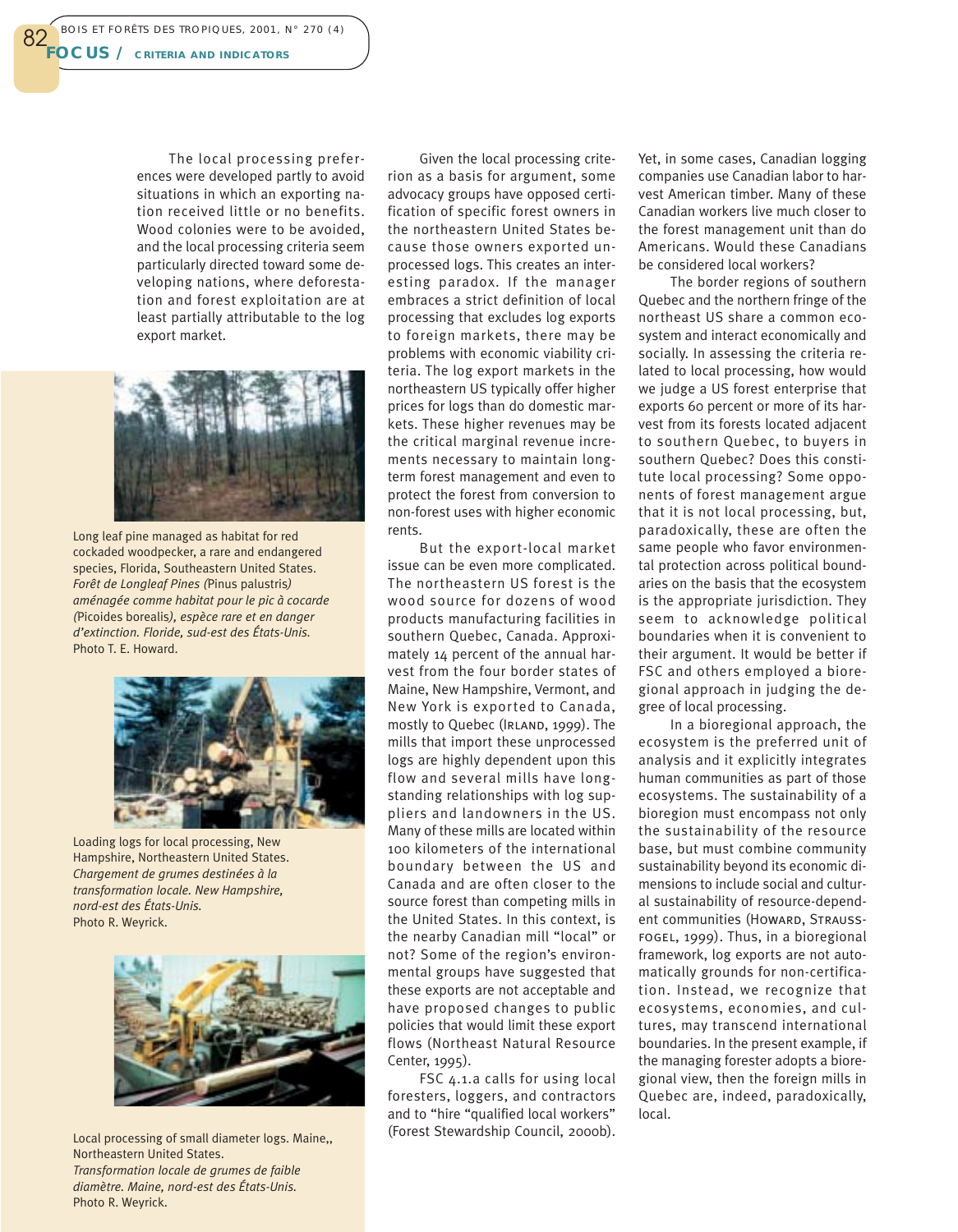The local processing preferences were developed partly to avoid situations in which an exporting nation received little or no benefits. Wood colonies were to be avoided, and the local processing criteria seem particularly directed toward some developing nations, where deforestation and forest exploitation are at least partially attributable to the log export market.

Long leaf pine managed as habitat for red cockaded woodpecker, a rare and endangered species, Florida, Southeastern United States.
*Forêt de Longleaf Pines (*Pinus palustris*) aménagée comme habitat pour le pic à cocarde (*Picoides borealis*), espèce rare et en danger d'extinction. Floride, sud-est des États-Unis.*
Photo T. E. Howard.

Loading logs for local processing, New Hampshire, Northeastern United States.
*Chargement de grumes destinées à la transformation locale. New Hampshire, nord-est des États-Unis.*
Photo R. Weyrick.

Local processing of small diameter logs. Maine,, Northeastern United States.
*Transformation locale de grumes de faible diamètre. Maine, nord-est des États-Unis.*
Photo R. Weyrick.

Given the local processing criterion as a basis for argument, some advocacy groups have opposed certification of specific forest owners in the northeastern United States because those owners exported unprocessed logs. This creates an interesting paradox. If the manager embraces a strict definition of local processing that excludes log exports to foreign markets, there may be problems with economic viability criteria. The log export markets in the northeastern US typically offer higher prices for logs than do domestic markets. These higher revenues may be the critical marginal revenue increments necessary to maintain long-term forest management and even to protect the forest from conversion to non-forest uses with higher economic rents.

But the export-local market issue can be even more complicated. The northeastern US forest is the wood source for dozens of wood products manufacturing facilities in southern Quebec, Canada. Approximately 14 percent of the annual harvest from the four border states of Maine, New Hampshire, Vermont, and New York is exported to Canada, mostly to Quebec (Irland, 1999). The mills that import these unprocessed logs are highly dependent upon this flow and several mills have long-standing relationships with log suppliers and landowners in the US. Many of these mills are located within 100 kilometers of the international boundary between the US and Canada and are often closer to the source forest than competing mills in the United States. In this context, is the nearby Canadian mill "local" or not? Some of the region's environmental groups have suggested that these exports are not acceptable and have proposed changes to public policies that would limit these export flows (Northeast Natural Resource Center, 1995).

FSC 4.1.a calls for using local foresters, loggers, and contractors and to "hire "qualified local workers" (Forest Stewardship Council, 2000b). Yet, in some cases, Canadian logging companies use Canadian labor to harvest American timber. Many of these Canadian workers live much closer to the forest management unit than do Americans. Would these Canadians be considered local workers?

The border regions of southern Quebec and the northern fringe of the northeast US share a common ecosystem and interact economically and socially. In assessing the criteria related to local processing, how would we judge a US forest enterprise that exports 60 percent or more of its harvest from its forests located adjacent to southern Quebec, to buyers in southern Quebec? Does this constitute local processing? Some opponents of forest management argue that it is not local processing, but, paradoxically, these are often the same people who favor environmental protection across political boundaries on the basis that the ecosystem is the appropriate jurisdiction. They seem to acknowledge political boundaries when it is convenient to their argument. It would be better if FSC and others employed a bioregional approach in judging the degree of local processing.

In a bioregional approach, the ecosystem is the preferred unit of analysis and it explicitly integrates human communities as part of those ecosystems. The sustainability of a bioregion must encompass not only the sustainability of the resource base, but must combine community sustainability beyond its economic dimensions to include social and cultural sustainability of resource-dependent communities (Howard, Strauss-fogel, 1999). Thus, in a bioregional framework, log exports are not automatically grounds for non-certification. Instead, we recognize that ecosystems, economies, and cultures, may transcend international boundaries. In the present example, if the managing forester adopts a bioregional view, then the foreign mills in Quebec are, indeed, paradoxically, local.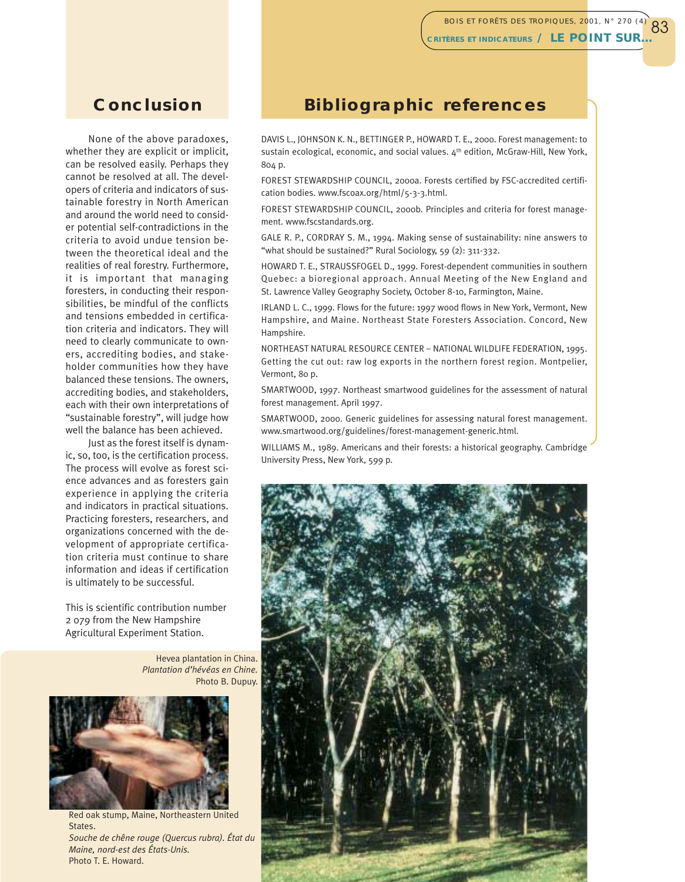## Conclusion

None of the above paradoxes, whether they are explicit or implicit, can be resolved easily. Perhaps they cannot be resolved at all. The developers of criteria and indicators of sustainable forestry in North American and around the world need to consider potential self-contradictions in the criteria to avoid undue tension between the theoretical ideal and the realities of real forestry. Furthermore, it is important that managing foresters, in conducting their responsibilities, be mindful of the conflicts and tensions embedded in certification criteria and indicators. They will need to clearly communicate to owners, accrediting bodies, and stakeholder communities how they have balanced these tensions. The owners, accrediting bodies, and stakeholders, each with their own interpretations of "sustainable forestry", will judge how well the balance has been achieved.

Just as the forest itself is dynamic, so, too, is the certification process. The process will evolve as forest science advances and as foresters gain experience in applying the criteria and indicators in practical situations. Practicing foresters, researchers, and organizations concerned with the development of appropriate certification criteria must continue to share information and ideas if certification is ultimately to be successful.

This is scientific contribution number 2 079 from the New Hampshire Agricultural Experiment Station.

Hevea plantation in China.
*Plantation d'hévéas en Chine.*
Photo B. Dupuy.

Red oak stump, Maine, Northeastern United States.
*Souche de chêne rouge (Quercus rubra). État du Maine, nord-est des États-Unis.*
Photo T. E. Howard.

## Bibliographic references

DAVIS L., JOHNSON K. N., BETTINGER P., HOWARD T. E., 2000. Forest management: to sustain ecological, economic, and social values. 4th edition, McGraw-Hill, New York, 804 p.

FOREST STEWARDSHIP COUNCIL, 2000a. Forests certified by FSC-accredited certification bodies. www.fscoax.org/html/5-3-3.html.

FOREST STEWARDSHIP COUNCIL, 2000b. Principles and criteria for forest management. www.fscstandards.org.

GALE R. P., CORDRAY S. M., 1994. Making sense of sustainability: nine answers to "what should be sustained?" Rural Sociology, 59 (2): 311-332.

HOWARD T. E., STRAUSSFOGEL D., 1999. Forest-dependent communities in southern Quebec: a bioregional approach. Annual Meeting of the New England and St. Lawrence Valley Geography Society, October 8-10, Farmington, Maine.

IRLAND L. C., 1999. Flows for the future: 1997 wood flows in New York, Vermont, New Hampshire, and Maine. Northeast State Foresters Association. Concord, New Hampshire.

NORTHEAST NATURAL RESOURCE CENTER – NATIONAL WILDLIFE FEDERATION, 1995. Getting the cut out: raw log exports in the northern forest region. Montpelier, Vermont, 80 p.

SMARTWOOD, 1997. Northeast smartwood guidelines for the assessment of natural forest management. April 1997.

SMARTWOOD, 2000. Generic guidelines for assessing natural forest management. www.smartwood.org/guidelines/forest-management-generic.html.

WILLIAMS M., 1989. Americans and their forests: a historical geography. Cambridge University Press, New York, 599 p.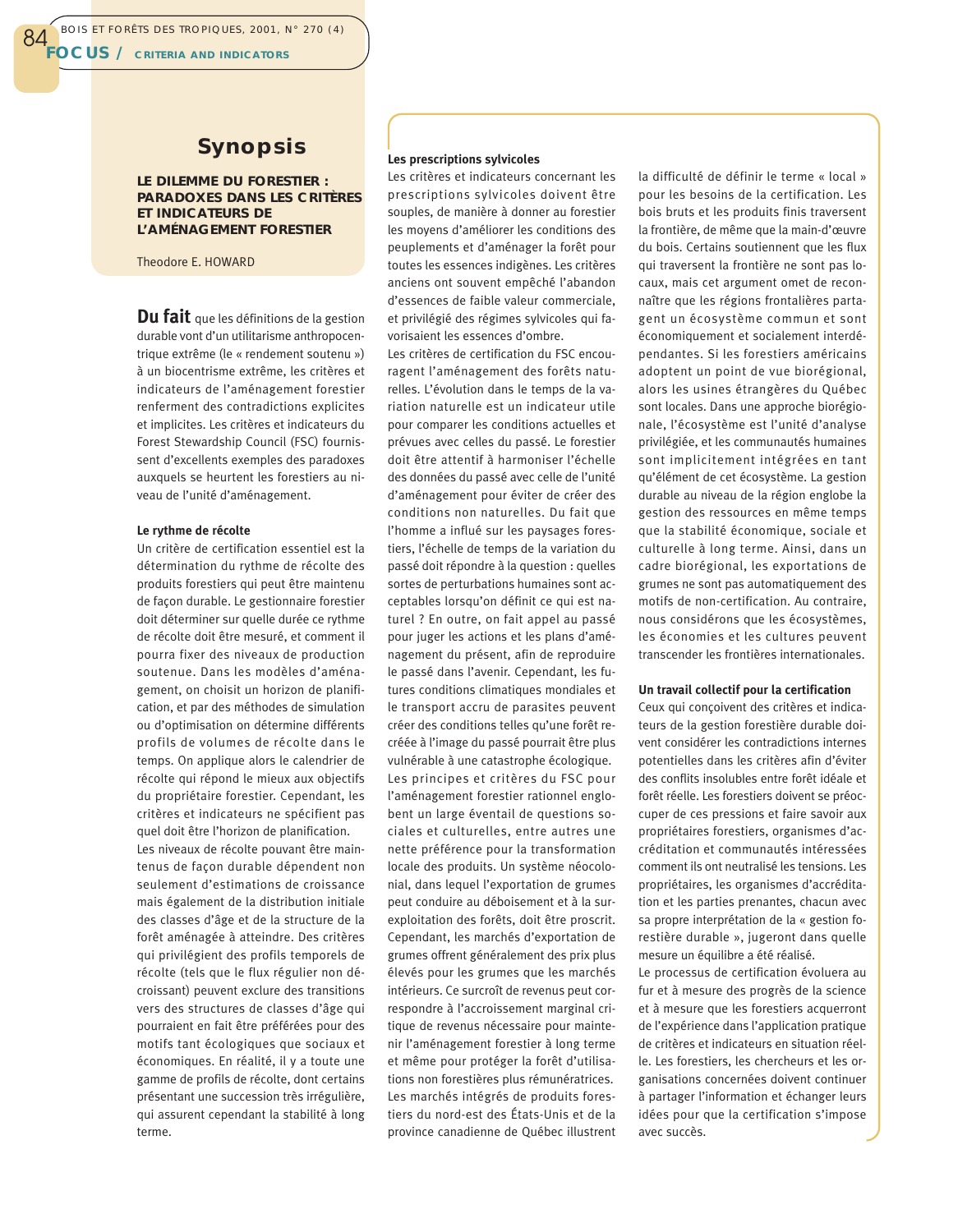# Synopsis

**LE DILEMME DU FORESTIER : PARADOXES DANS LES CRITÈRES ET INDICATEURS DE L'AMÉNAGEMENT FORESTIER**

Theodore E. HOWARD

**Du fait** que les définitions de la gestion durable vont d'un utilitarisme anthropocentrique extrême (le « rendement soutenu ») à un biocentrisme extrême, les critères et indicateurs de l'aménagement forestier renferment des contradictions explicites et implicites. Les critères et indicateurs du Forest Stewardship Council (FSC) fournissent d'excellents exemples des paradoxes auxquels se heurtent les forestiers au niveau de l'unité d'aménagement.

### Le rythme de récolte

Un critère de certification essentiel est la détermination du rythme de récolte des produits forestiers qui peut être maintenu de façon durable. Le gestionnaire forestier doit déterminer sur quelle durée ce rythme de récolte doit être mesuré, et comment il pourra fixer des niveaux de production soutenue. Dans les modèles d'aménagement, on choisit un horizon de planification, et par des méthodes de simulation ou d'optimisation on détermine différents profils de volumes de récolte dans le temps. On applique alors le calendrier de récolte qui répond le mieux aux objectifs du propriétaire forestier. Cependant, les critères et indicateurs ne spécifient pas quel doit être l'horizon de planification.

Les niveaux de récolte pouvant être maintenus de façon durable dépendent non seulement d'estimations de croissance mais également de la distribution initiale des classes d'âge et de la structure de la forêt aménagée à atteindre. Des critères qui privilégient des profils temporels de récolte (tels que le flux régulier non décroissant) peuvent exclure des transitions vers des structures de classes d'âge qui pourraient en fait être préférées pour des motifs tant écologiques que sociaux et économiques. En réalité, il y a toute une gamme de profils de récolte, dont certains présentant une succession très irrégulière, qui assurent cependant la stabilité à long terme.

### Les prescriptions sylvicoles

Les critères et indicateurs concernant les prescriptions sylvicoles doivent être souples, de manière à donner au forestier les moyens d'améliorer les conditions des peuplements et d'aménager la forêt pour toutes les essences indigènes. Les critères anciens ont souvent empêché l'abandon d'essences de faible valeur commerciale, et privilégié des régimes sylvicoles qui favorisaient les essences d'ombre.

Les critères de certification du FSC encouragent l'aménagement des forêts naturelles. L'évolution dans le temps de la variation naturelle est un indicateur utile pour comparer les conditions actuelles et prévues avec celles du passé. Le forestier doit être attentif à harmoniser l'échelle des données du passé avec celle de l'unité d'aménagement pour éviter de créer des conditions non naturelles. Du fait que l'homme a influé sur les paysages forestiers, l'échelle de temps de la variation du passé doit répondre à la question : quelles sortes de perturbations humaines sont acceptables lorsqu'on définit ce qui est naturel ? En outre, on fait appel au passé pour juger les actions et les plans d'aménagement du présent, afin de reproduire le passé dans l'avenir. Cependant, les futures conditions climatiques mondiales et le transport accru de parasites peuvent créer des conditions telles qu'une forêt recréée à l'image du passé pourrait être plus vulnérable à une catastrophe écologique.

Les principes et critères du FSC pour l'aménagement forestier rationnel englobent un large éventail de questions sociales et culturelles, entre autres une nette préférence pour la transformation locale des produits. Un système néocolonial, dans lequel l'exportation de grumes peut conduire au déboisement et à la surexploitation des forêts, doit être proscrit. Cependant, les marchés d'exportation de grumes offrent généralement des prix plus élevés pour les grumes que les marchés intérieurs. Ce surcroît de revenus peut correspondre à l'accroissement marginal critique de revenus nécessaire pour maintenir l'aménagement forestier à long terme et même pour protéger la forêt d'utilisations non forestières plus rémunératrices. Les marchés intégrés de produits forestiers du nord-est des États-Unis et de la province canadienne de Québec illustrent la difficulté de définir le terme « local » pour les besoins de la certification. Les bois bruts et les produits finis traversent la frontière, de même que la main-d'œuvre du bois. Certains soutiennent que les flux qui traversent la frontière ne sont pas locaux, mais cet argument omet de reconnaître que les régions frontalières partagent un écosystème commun et sont économiquement et socialement interdépendantes. Si les forestiers américains adoptent un point de vue biorégional, alors les usines étrangères du Québec sont locales. Dans une approche biorégionale, l'écosystème est l'unité d'analyse privilégiée, et les communautés humaines sont implicitement intégrées en tant qu'élément de cet écosystème. La gestion durable au niveau de la région englobe la gestion des ressources en même temps que la stabilité économique, sociale et culturelle à long terme. Ainsi, dans un cadre biorégional, les exportations de grumes ne sont pas automatiquement des motifs de non-certification. Au contraire, nous considérons que les écosystèmes, les économies et les cultures peuvent transcender les frontières internationales.

### Un travail collectif pour la certification

Ceux qui conçoivent des critères et indicateurs de la gestion forestière durable doivent considérer les contradictions internes potentielles dans les critères afin d'éviter des conflits insolubles entre forêt idéale et forêt réelle. Les forestiers doivent se préoccuper de ces pressions et faire savoir aux propriétaires forestiers, organismes d'accréditation et communautés intéressées comment ils ont neutralisé les tensions. Les propriétaires, les organismes d'accréditation et les parties prenantes, chacun avec sa propre interprétation de la « gestion forestière durable », jugeront dans quelle mesure un équilibre a été réalisé.

Le processus de certification évoluera au fur et à mesure des progrès de la science et à mesure que les forestiers acquerront de l'expérience dans l'application pratique de critères et indicateurs en situation réelle. Les forestiers, les chercheurs et les organisations concernées doivent continuer à partager l'information et échanger leurs idées pour que la certification s'impose avec succès.